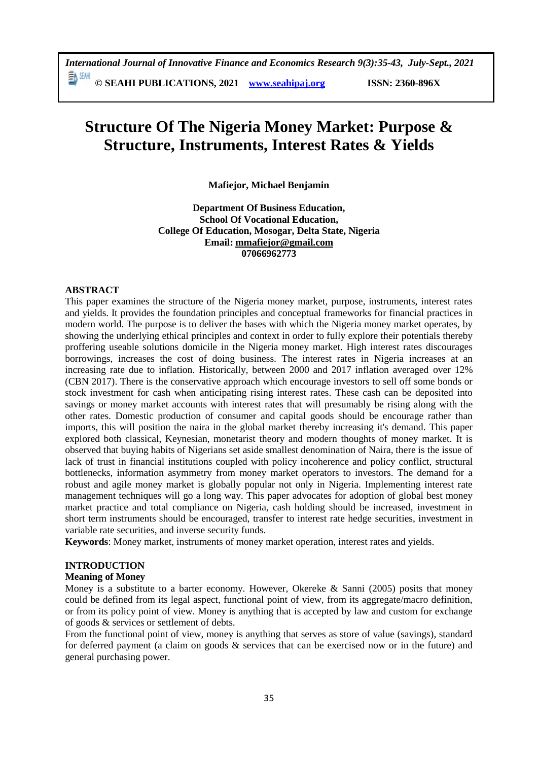# Structure Of The Nigeria Money Market: Purpose & Structure, Instruments, Interest Rates & Yields

**Mafiejor, Michael Benjamin**

**Department Of Business Education,**
**School Of Vocational Education,**
**College Of Education, Mosogar, Delta State, Nigeria**
**Email: mmafiejor@gmail.com**
**07066962773**

## ABSTRACT

This paper examines the structure of the Nigeria money market, purpose, instruments, interest rates and yields. It provides the foundation principles and conceptual frameworks for financial practices in modern world. The purpose is to deliver the bases with which the Nigeria money market operates, by showing the underlying ethical principles and context in order to fully explore their potentials thereby proffering useable solutions domicile in the Nigeria money market. High interest rates discourages borrowings, increases the cost of doing business. The interest rates in Nigeria increases at an increasing rate due to inflation. Historically, between 2000 and 2017 inflation averaged over 12% (CBN 2017). There is the conservative approach which encourage investors to sell off some bonds or stock investment for cash when anticipating rising interest rates. These cash can be deposited into savings or money market accounts with interest rates that will presumably be rising along with the other rates. Domestic production of consumer and capital goods should be encourage rather than imports, this will position the naira in the global market thereby increasing it's demand. This paper explored both classical, Keynesian, monetarist theory and modern thoughts of money market. It is observed that buying habits of Nigerians set aside smallest denomination of Naira, there is the issue of lack of trust in financial institutions coupled with policy incoherence and policy conflict, structural bottlenecks, information asymmetry from money market operators to investors. The demand for a robust and agile money market is globally popular not only in Nigeria. Implementing interest rate management techniques will go a long way. This paper advocates for adoption of global best money market practice and total compliance on Nigeria, cash holding should be increased, investment in short term instruments should be encouraged, transfer to interest rate hedge securities, investment in variable rate securities, and inverse security funds.

**Keywords**: Money market, instruments of money market operation, interest rates and yields.

## INTRODUCTION

### Meaning of Money

Money is a substitute to a barter economy. However, Okereke & Sanni (2005) posits that money could be defined from its legal aspect, functional point of view, from its aggregate/macro definition, or from its policy point of view. Money is anything that is accepted by law and custom for exchange of goods & services or settlement of debts.

From the functional point of view, money is anything that serves as store of value (savings), standard for deferred payment (a claim on goods & services that can be exercised now or in the future) and general purchasing power.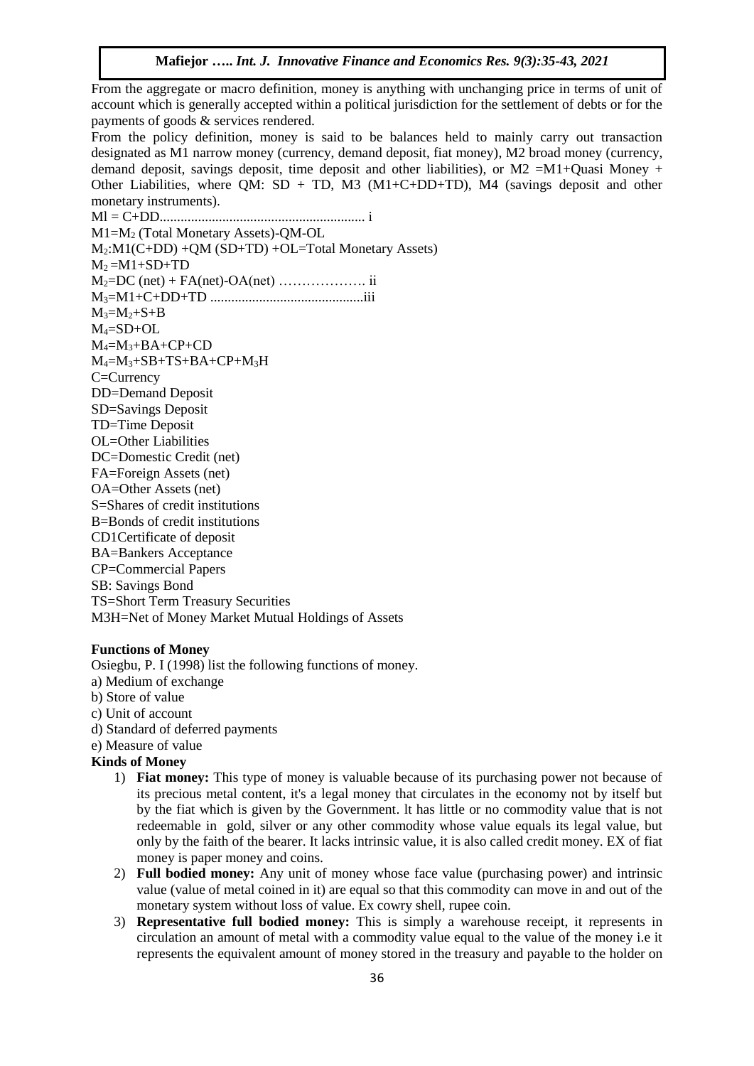From the aggregate or macro definition, money is anything with unchanging price in terms of unit of account which is generally accepted within a political jurisdiction for the settlement of debts or for the payments of goods & services rendered.

From the policy definition, money is said to be balances held to mainly carry out transaction designated as M1 narrow money (currency, demand deposit, fiat money), M2 broad money (currency, demand deposit, savings deposit, time deposit and other liabilities), or M2 =M1+Quasi Money + Other Liabilities, where QM: SD + TD, M3 (M1+C+DD+TD), M4 (savings deposit and other monetary instruments).

$Ml = C+DD$........................................................... i

$M1=M_2$ (Total Monetary Assets)-QM-OL

$M_2$:M1(C+DD) +QM (SD+TD) +OL=Total Monetary Assets)

$M_2 =M1+SD+TD$

$M_2$=DC (net) + FA(net)-OA(net) ………………. ii

$M_3=M1+C+DD+TD$ ...........................................iii

$M_3=M_2+S+B$

$M_4=SD+OL$

$M_4=M_3+BA+CP+CD$

$M_4=M_3+SB+TS+BA+CP+M_3H$

C=Currency

DD=Demand Deposit

SD=Savings Deposit

TD=Time Deposit

OL=Other Liabilities

DC=Domestic Credit (net)

FA=Foreign Assets (net)

OA=Other Assets (net)

S=Shares of credit institutions

B=Bonds of credit institutions

CD1Certificate of deposit

BA=Bankers Acceptance

CP=Commercial Papers

SB: Savings Bond

TS=Short Term Treasury Securities

M3H=Net of Money Market Mutual Holdings of Assets

**Functions of Money**

Osiegbu, P. I (1998) list the following functions of money.

a) Medium of exchange
b) Store of value
c) Unit of account
d) Standard of deferred payments
e) Measure of value

**Kinds of Money**

1) **Fiat money:** This type of money is valuable because of its purchasing power not because of its precious metal content, it's a legal money that circulates in the economy not by itself but by the fiat which is given by the Government. lt has little or no commodity value that is not redeemable in gold, silver or any other commodity whose value equals its legal value, but only by the faith of the bearer. It lacks intrinsic value, it is also called credit money. EX of fiat money is paper money and coins.
2) **Full bodied money:** Any unit of money whose face value (purchasing power) and intrinsic value (value of metal coined in it) are equal so that this commodity can move in and out of the monetary system without loss of value. Ex cowry shell, rupee coin.
3) **Representative full bodied money:** This is simply a warehouse receipt, it represents in circulation an amount of metal with a commodity value equal to the value of the money i.e it represents the equivalent amount of money stored in the treasury and payable to the holder on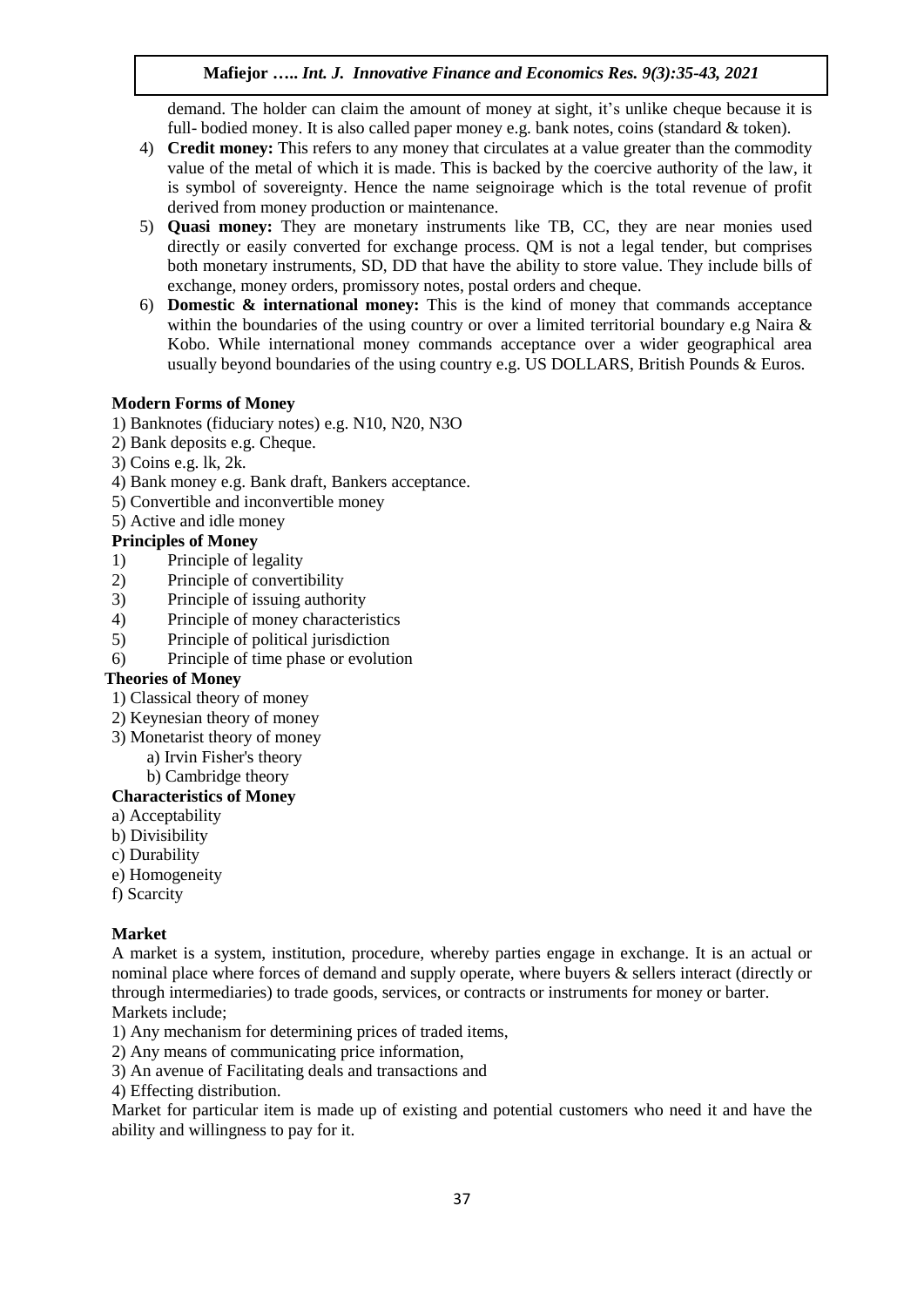demand. The holder can claim the amount of money at sight, it's unlike cheque because it is full- bodied money. It is also called paper money e.g. bank notes, coins (standard & token).

4) **Credit money:** This refers to any money that circulates at a value greater than the commodity value of the metal of which it is made. This is backed by the coercive authority of the law, it is symbol of sovereignty. Hence the name seignoirage which is the total revenue of profit derived from money production or maintenance.
5) **Quasi money:** They are monetary instruments like TB, CC, they are near monies used directly or easily converted for exchange process. QM is not a legal tender, but comprises both monetary instruments, SD, DD that have the ability to store value. They include bills of exchange, money orders, promissory notes, postal orders and cheque.
6) **Domestic & international money:** This is the kind of money that commands acceptance within the boundaries of the using country or over a limited territorial boundary e.g Naira & Kobo. While international money commands acceptance over a wider geographical area usually beyond boundaries of the using country e.g. US DOLLARS, British Pounds & Euros.

**Modern Forms of Money**

1) Banknotes (fiduciary notes) e.g. N10, N20, N3O
2) Bank deposits e.g. Cheque.
3) Coins e.g. lk, 2k.
4) Bank money e.g. Bank draft, Bankers acceptance.
5) Convertible and inconvertible money
5) Active and idle money

**Principles of Money**

1) Principle of legality
2) Principle of convertibility
3) Principle of issuing authority
4) Principle of money characteristics
5) Principle of political jurisdiction
6) Principle of time phase or evolution

**Theories of Money**

1) Classical theory of money
2) Keynesian theory of money
3) Monetarist theory of money
   a) Irvin Fisher's theory
   b) Cambridge theory

**Characteristics of Money**

a) Acceptability
b) Divisibility
c) Durability
e) Homogeneity
f) Scarcity

**Market**

A market is a system, institution, procedure, whereby parties engage in exchange. It is an actual or nominal place where forces of demand and supply operate, where buyers & sellers interact (directly or through intermediaries) to trade goods, services, or contracts or instruments for money or barter.
Markets include;

1) Any mechanism for determining prices of traded items,
2) Any means of communicating price information,
3) An avenue of Facilitating deals and transactions and
4) Effecting distribution.

Market for particular item is made up of existing and potential customers who need it and have the ability and willingness to pay for it.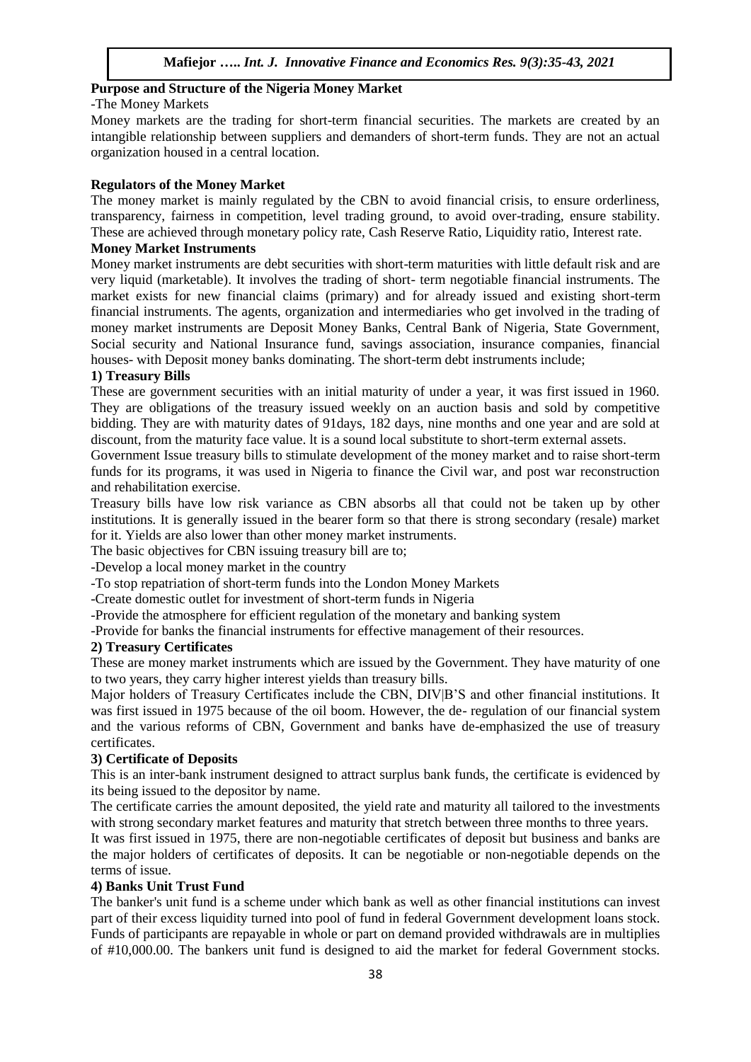**Purpose and Structure of the Nigeria Money Market**

-The Money Markets

Money markets are the trading for short-term financial securities. The markets are created by an intangible relationship between suppliers and demanders of short-term funds. They are not an actual organization housed in a central location.

**Regulators of the Money Market**

The money market is mainly regulated by the CBN to avoid financial crisis, to ensure orderliness, transparency, fairness in competition, level trading ground, to avoid over-trading, ensure stability. These are achieved through monetary policy rate, Cash Reserve Ratio, Liquidity ratio, Interest rate.

**Money Market Instruments**

Money market instruments are debt securities with short-term maturities with little default risk and are very liquid (marketable). It involves the trading of short- term negotiable financial instruments. The market exists for new financial claims (primary) and for already issued and existing short-term financial instruments. The agents, organization and intermediaries who get involved in the trading of money market instruments are Deposit Money Banks, Central Bank of Nigeria, State Government, Social security and National Insurance fund, savings association, insurance companies, financial houses- with Deposit money banks dominating. The short-term debt instruments include;

**1) Treasury Bills**

These are government securities with an initial maturity of under a year, it was first issued in 1960. They are obligations of the treasury issued weekly on an auction basis and sold by competitive bidding. They are with maturity dates of 91days, 182 days, nine months and one year and are sold at discount, from the maturity face value. lt is a sound local substitute to short-term external assets.

Government Issue treasury bills to stimulate development of the money market and to raise short-term funds for its programs, it was used in Nigeria to finance the Civil war, and post war reconstruction and rehabilitation exercise.

Treasury bills have low risk variance as CBN absorbs all that could not be taken up by other institutions. It is generally issued in the bearer form so that there is strong secondary (resale) market for it. Yields are also lower than other money market instruments.

The basic objectives for CBN issuing treasury bill are to;

-Develop a local money market in the country

-To stop repatriation of short-term funds into the London Money Markets

-Create domestic outlet for investment of short-term funds in Nigeria

-Provide the atmosphere for efficient regulation of the monetary and banking system

-Provide for banks the financial instruments for effective management of their resources.

**2) Treasury Certificates**

These are money market instruments which are issued by the Government. They have maturity of one to two years, they carry higher interest yields than treasury bills.

Major holders of Treasury Certificates include the CBN, DIV|B'S and other financial institutions. It was first issued in 1975 because of the oil boom. However, the de- regulation of our financial system and the various reforms of CBN, Government and banks have de-emphasized the use of treasury certificates.

**3) Certificate of Deposits**

This is an inter-bank instrument designed to attract surplus bank funds, the certificate is evidenced by its being issued to the depositor by name.

The certificate carries the amount deposited, the yield rate and maturity all tailored to the investments with strong secondary market features and maturity that stretch between three months to three years.

It was first issued in 1975, there are non-negotiable certificates of deposit but business and banks are the major holders of certificates of deposits. It can be negotiable or non-negotiable depends on the terms of issue.

**4) Banks Unit Trust Fund**

The banker's unit fund is a scheme under which bank as well as other financial institutions can invest part of their excess liquidity turned into pool of fund in federal Government development loans stock. Funds of participants are repayable in whole or part on demand provided withdrawals are in multiplies of #10,000.00. The bankers unit fund is designed to aid the market for federal Government stocks.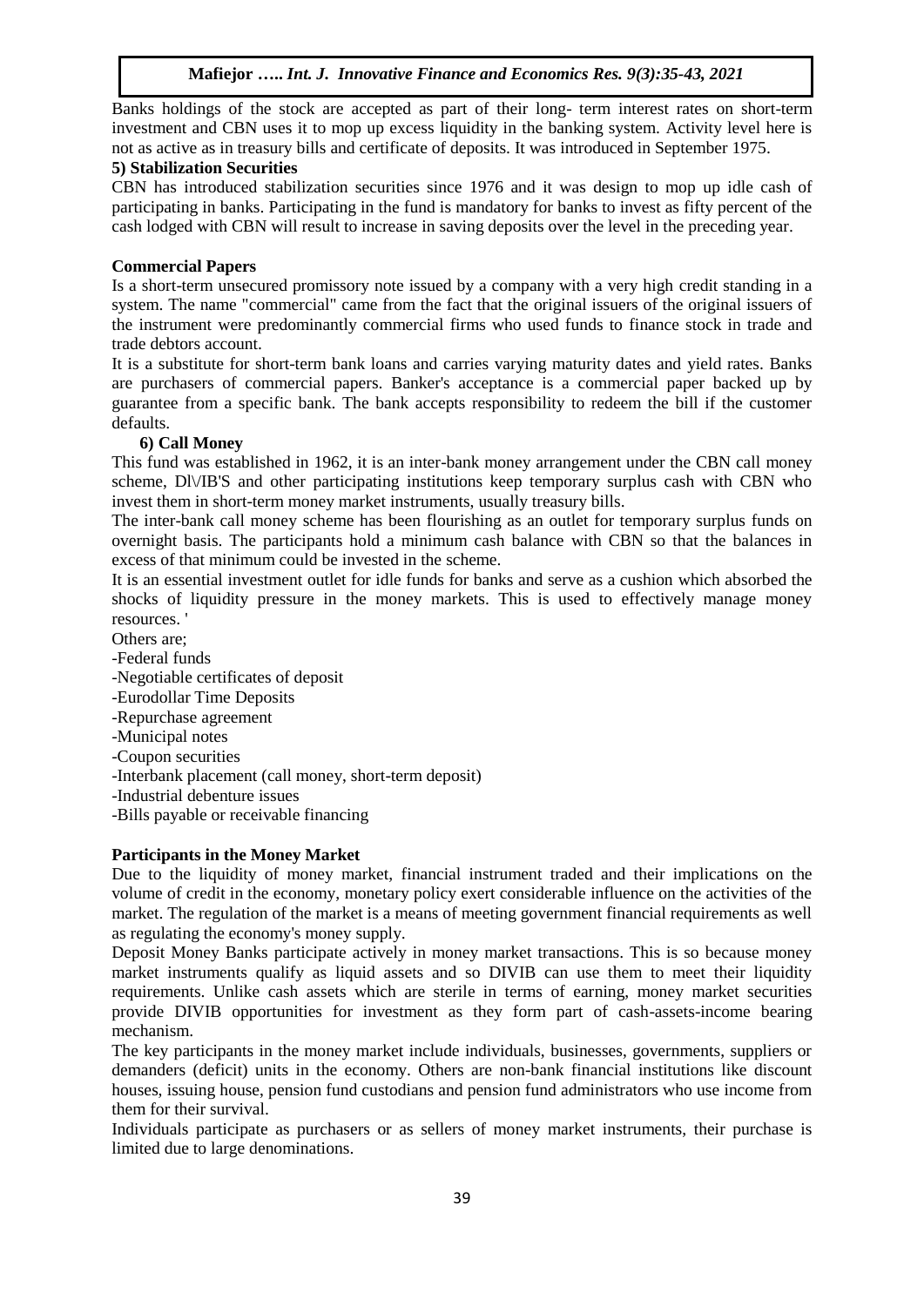Banks holdings of the stock are accepted as part of their long- term interest rates on short-term investment and CBN uses it to mop up excess liquidity in the banking system. Activity level here is not as active as in treasury bills and certificate of deposits. It was introduced in September 1975.

**5) Stabilization Securities**

CBN has introduced stabilization securities since 1976 and it was design to mop up idle cash of participating in banks. Participating in the fund is mandatory for banks to invest as fifty percent of the cash lodged with CBN will result to increase in saving deposits over the level in the preceding year.

**Commercial Papers**

Is a short-term unsecured promissory note issued by a company with a very high credit standing in a system. The name "commercial" came from the fact that the original issuers of the original issuers of the instrument were predominantly commercial firms who used funds to finance stock in trade and trade debtors account.

It is a substitute for short-term bank loans and carries varying maturity dates and yield rates. Banks are purchasers of commercial papers. Banker's acceptance is a commercial paper backed up by guarantee from a specific bank. The bank accepts responsibility to redeem the bill if the customer defaults.

**6) Call Money**

This fund was established in 1962, it is an inter-bank money arrangement under the CBN call money scheme, Dl\/IB'S and other participating institutions keep temporary surplus cash with CBN who invest them in short-term money market instruments, usually treasury bills.

The inter-bank call money scheme has been flourishing as an outlet for temporary surplus funds on overnight basis. The participants hold a minimum cash balance with CBN so that the balances in excess of that minimum could be invested in the scheme.

It is an essential investment outlet for idle funds for banks and serve as a cushion which absorbed the shocks of liquidity pressure in the money markets. This is used to effectively manage money resources. '

Others are;

-Federal funds
-Negotiable certificates of deposit
-Eurodollar Time Deposits
-Repurchase agreement
-Municipal notes
-Coupon securities
-Interbank placement (call money, short-term deposit)
-Industrial debenture issues
-Bills payable or receivable financing

**Participants in the Money Market**

Due to the liquidity of money market, financial instrument traded and their implications on the volume of credit in the economy, monetary policy exert considerable influence on the activities of the market. The regulation of the market is a means of meeting government financial requirements as well as regulating the economy's money supply.

Deposit Money Banks participate actively in money market transactions. This is so because money market instruments qualify as liquid assets and so DIVIB can use them to meet their liquidity requirements. Unlike cash assets which are sterile in terms of earning, money market securities provide DIVIB opportunities for investment as they form part of cash-assets-income bearing mechanism.

The key participants in the money market include individuals, businesses, governments, suppliers or demanders (deficit) units in the economy. Others are non-bank financial institutions like discount houses, issuing house, pension fund custodians and pension fund administrators who use income from them for their survival.

Individuals participate as purchasers or as sellers of money market instruments, their purchase is limited due to large denominations.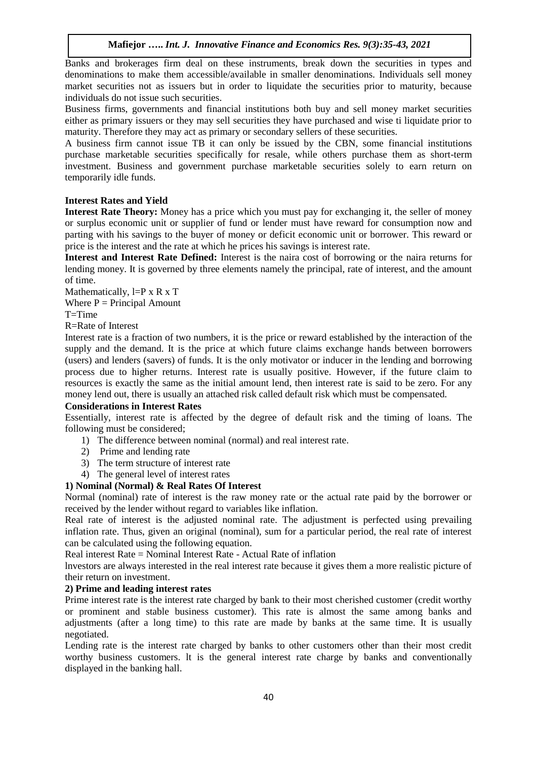Banks and brokerages firm deal on these instruments, break down the securities in types and denominations to make them accessible/available in smaller denominations. Individuals sell money market securities not as issuers but in order to liquidate the securities prior to maturity, because individuals do not issue such securities.

Business firms, governments and financial institutions both buy and sell money market securities either as primary issuers or they may sell securities they have purchased and wise ti liquidate prior to maturity. Therefore they may act as primary or secondary sellers of these securities.

A business firm cannot issue TB it can only be issued by the CBN, some financial institutions purchase marketable securities specifically for resale, while others purchase them as short-term investment. Business and government purchase marketable securities solely to earn return on temporarily idle funds.

**Interest Rates and Yield**

**Interest Rate Theory:** Money has a price which you must pay for exchanging it, the seller of money or surplus economic unit or supplier of fund or lender must have reward for consumption now and parting with his savings to the buyer of money or deficit economic unit or borrower. This reward or price is the interest and the rate at which he prices his savings is interest rate.

**Interest and Interest Rate Defined:** Interest is the naira cost of borrowing or the naira returns for lending money. It is governed by three elements namely the principal, rate of interest, and the amount of time.

Mathematically, $l = P \times R \times T$

Where P = Principal Amount

T=Time

R=Rate of Interest

Interest rate is a fraction of two numbers, it is the price or reward established by the interaction of the supply and the demand. It is the price at which future claims exchange hands between borrowers (users) and lenders (savers) of funds. It is the only motivator or inducer in the lending and borrowing process due to higher returns. Interest rate is usually positive. However, if the future claim to resources is exactly the same as the initial amount lend, then interest rate is said to be zero. For any money lend out, there is usually an attached risk called default risk which must be compensated.

**Considerations in Interest Rates**

Essentially, interest rate is affected by the degree of default risk and the timing of loans. The following must be considered;

1) The difference between nominal (normal) and real interest rate.
2) Prime and lending rate
3) The term structure of interest rate
4) The general level of interest rates

**1) Nominal (Normal) & Real Rates Of Interest**

Normal (nominal) rate of interest is the raw money rate or the actual rate paid by the borrower or received by the lender without regard to variables like inflation.

Real rate of interest is the adjusted nominal rate. The adjustment is perfected using prevailing inflation rate. Thus, given an original (nominal), sum for a particular period, the real rate of interest can be calculated using the following equation.

Real interest Rate = Nominal Interest Rate - Actual Rate of inflation

lnvestors are always interested in the real interest rate because it gives them a more realistic picture of their return on investment.

**2) Prime and leading interest rates**

Prime interest rate is the interest rate charged by bank to their most cherished customer (credit worthy or prominent and stable business customer). This rate is almost the same among banks and adjustments (after a long time) to this rate are made by banks at the same time. It is usually negotiated.

Lending rate is the interest rate charged by banks to other customers other than their most credit worthy business customers. lt is the general interest rate charge by banks and conventionally displayed in the banking hall.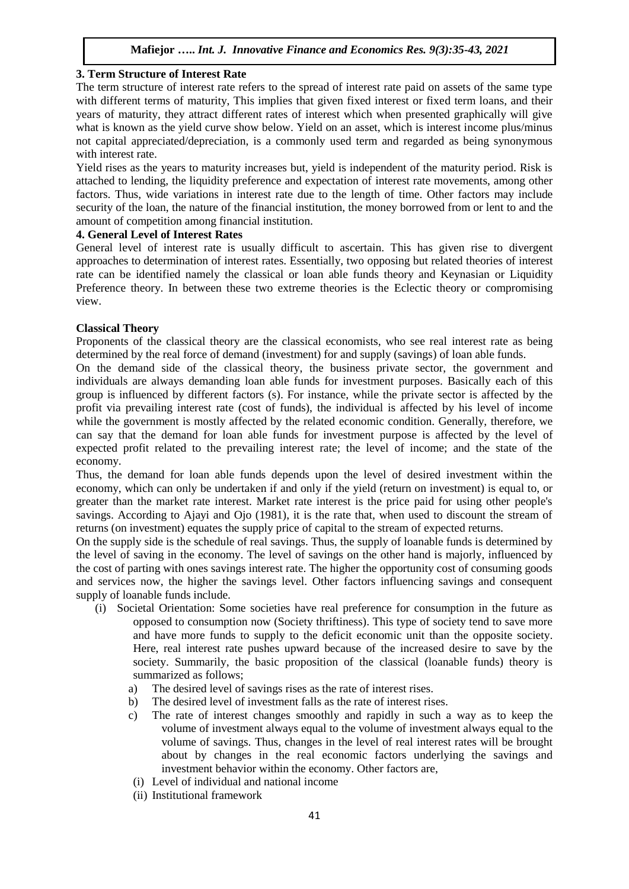## 3. Term Structure of Interest Rate

The term structure of interest rate refers to the spread of interest rate paid on assets of the same type with different terms of maturity, This implies that given fixed interest or fixed term loans, and their years of maturity, they attract different rates of interest which when presented graphically will give what is known as the yield curve show below. Yield on an asset, which is interest income plus/minus not capital appreciated/depreciation, is a commonly used term and regarded as being synonymous with interest rate.

Yield rises as the years to maturity increases but, yield is independent of the maturity period. Risk is attached to lending, the liquidity preference and expectation of interest rate movements, among other factors. Thus, wide variations in interest rate due to the length of time. Other factors may include security of the loan, the nature of the financial institution, the money borrowed from or lent to and the amount of competition among financial institution.

## 4. General Level of Interest Rates

General level of interest rate is usually difficult to ascertain. This has given rise to divergent approaches to determination of interest rates. Essentially, two opposing but related theories of interest rate can be identified namely the classical or loan able funds theory and Keynasian or Liquidity Preference theory. In between these two extreme theories is the Eclectic theory or compromising view.

**Classical Theory**

Proponents of the classical theory are the classical economists, who see real interest rate as being determined by the real force of demand (investment) for and supply (savings) of loan able funds.

On the demand side of the classical theory, the business private sector, the government and individuals are always demanding loan able funds for investment purposes. Basically each of this group is influenced by different factors (s). For instance, while the private sector is affected by the profit via prevailing interest rate (cost of funds), the individual is affected by his level of income while the government is mostly affected by the related economic condition. Generally, therefore, we can say that the demand for loan able funds for investment purpose is affected by the level of expected profit related to the prevailing interest rate; the level of income; and the state of the economy.

Thus, the demand for loan able funds depends upon the level of desired investment within the economy, which can only be undertaken if and only if the yield (return on investment) is equal to, or greater than the market rate interest. Market rate interest is the price paid for using other people's savings. According to Ajayi and Ojo (1981), it is the rate that, when used to discount the stream of returns (on investment) equates the supply price of capital to the stream of expected returns.

On the supply side is the schedule of real savings. Thus, the supply of loanable funds is determined by the level of saving in the economy. The level of savings on the other hand is majorly, influenced by the cost of parting with ones savings interest rate. The higher the opportunity cost of consuming goods and services now, the higher the savings level. Other factors influencing savings and consequent supply of loanable funds include.

(i) Societal Orientation: Some societies have real preference for consumption in the future as opposed to consumption now (Society thriftiness). This type of society tend to save more and have more funds to supply to the deficit economic unit than the opposite society. Here, real interest rate pushes upward because of the increased desire to save by the society. Summarily, the basic proposition of the classical (loanable funds) theory is summarized as follows;

  a) The desired level of savings rises as the rate of interest rises.
  b) The desired level of investment falls as the rate of interest rises.
  c) The rate of interest changes smoothly and rapidly in such a way as to keep the volume of investment always equal to the volume of investment always equal to the volume of savings. Thus, changes in the level of real interest rates will be brought about by changes in the real economic factors underlying the savings and investment behavior within the economy. Other factors are,

  (i) Level of individual and national income
  (ii) Institutional framework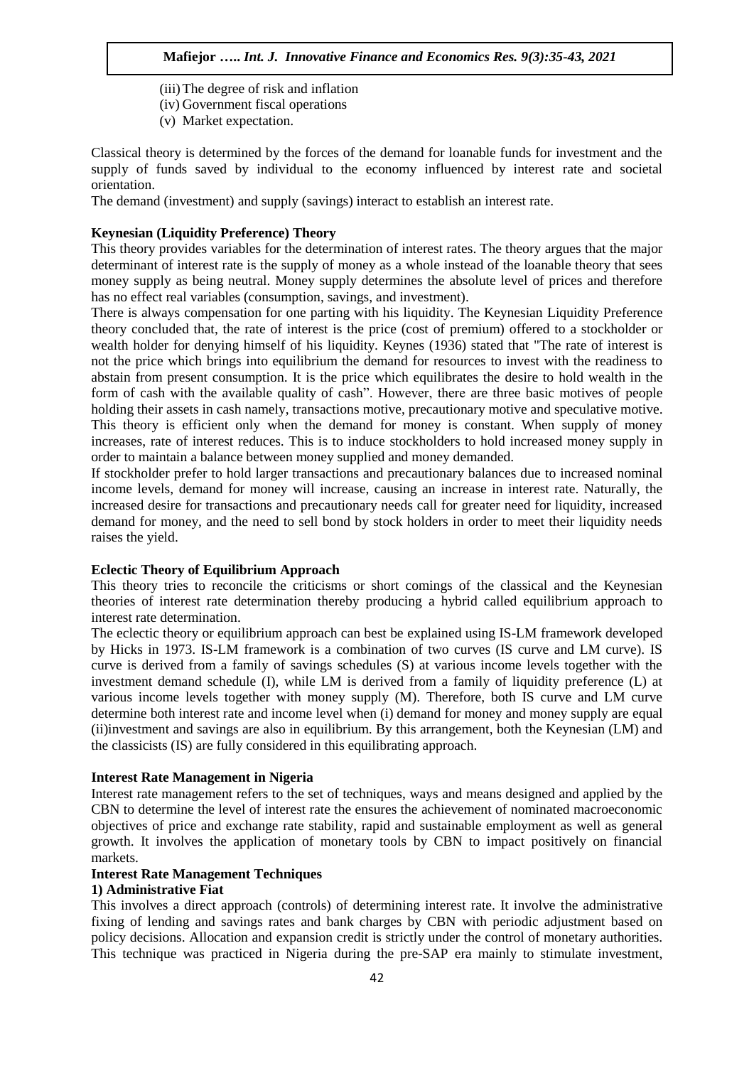(iii) The degree of risk and inflation
(iv) Government fiscal operations
(v) Market expectation.

Classical theory is determined by the forces of the demand for loanable funds for investment and the supply of funds saved by individual to the economy influenced by interest rate and societal orientation.

The demand (investment) and supply (savings) interact to establish an interest rate.

**Keynesian (Liquidity Preference) Theory**

This theory provides variables for the determination of interest rates. The theory argues that the major determinant of interest rate is the supply of money as a whole instead of the loanable theory that sees money supply as being neutral. Money supply determines the absolute level of prices and therefore has no effect real variables (consumption, savings, and investment).

There is always compensation for one parting with his liquidity. The Keynesian Liquidity Preference theory concluded that, the rate of interest is the price (cost of premium) offered to a stockholder or wealth holder for denying himself of his liquidity. Keynes (1936) stated that "The rate of interest is not the price which brings into equilibrium the demand for resources to invest with the readiness to abstain from present consumption. It is the price which equilibrates the desire to hold wealth in the form of cash with the available quality of cash". However, there are three basic motives of people holding their assets in cash namely, transactions motive, precautionary motive and speculative motive. This theory is efficient only when the demand for money is constant. When supply of money increases, rate of interest reduces. This is to induce stockholders to hold increased money supply in order to maintain a balance between money supplied and money demanded.

If stockholder prefer to hold larger transactions and precautionary balances due to increased nominal income levels, demand for money will increase, causing an increase in interest rate. Naturally, the increased desire for transactions and precautionary needs call for greater need for liquidity, increased demand for money, and the need to sell bond by stock holders in order to meet their liquidity needs raises the yield.

**Eclectic Theory of Equilibrium Approach**

This theory tries to reconcile the criticisms or short comings of the classical and the Keynesian theories of interest rate determination thereby producing a hybrid called equilibrium approach to interest rate determination.

The eclectic theory or equilibrium approach can best be explained using IS-LM framework developed by Hicks in 1973. IS-LM framework is a combination of two curves (IS curve and LM curve). IS curve is derived from a family of savings schedules (S) at various income levels together with the investment demand schedule (I), while LM is derived from a family of liquidity preference (L) at various income levels together with money supply (M). Therefore, both IS curve and LM curve determine both interest rate and income level when (i) demand for money and money supply are equal (ii)investment and savings are also in equilibrium. By this arrangement, both the Keynesian (LM) and the classicists (IS) are fully considered in this equilibrating approach.

**Interest Rate Management in Nigeria**

Interest rate management refers to the set of techniques, ways and means designed and applied by the CBN to determine the level of interest rate the ensures the achievement of nominated macroeconomic objectives of price and exchange rate stability, rapid and sustainable employment as well as general growth. It involves the application of monetary tools by CBN to impact positively on financial markets.

**Interest Rate Management Techniques**

**1) Administrative Fiat**

This involves a direct approach (controls) of determining interest rate. It involve the administrative fixing of lending and savings rates and bank charges by CBN with periodic adjustment based on policy decisions. Allocation and expansion credit is strictly under the control of monetary authorities. This technique was practiced in Nigeria during the pre-SAP era mainly to stimulate investment,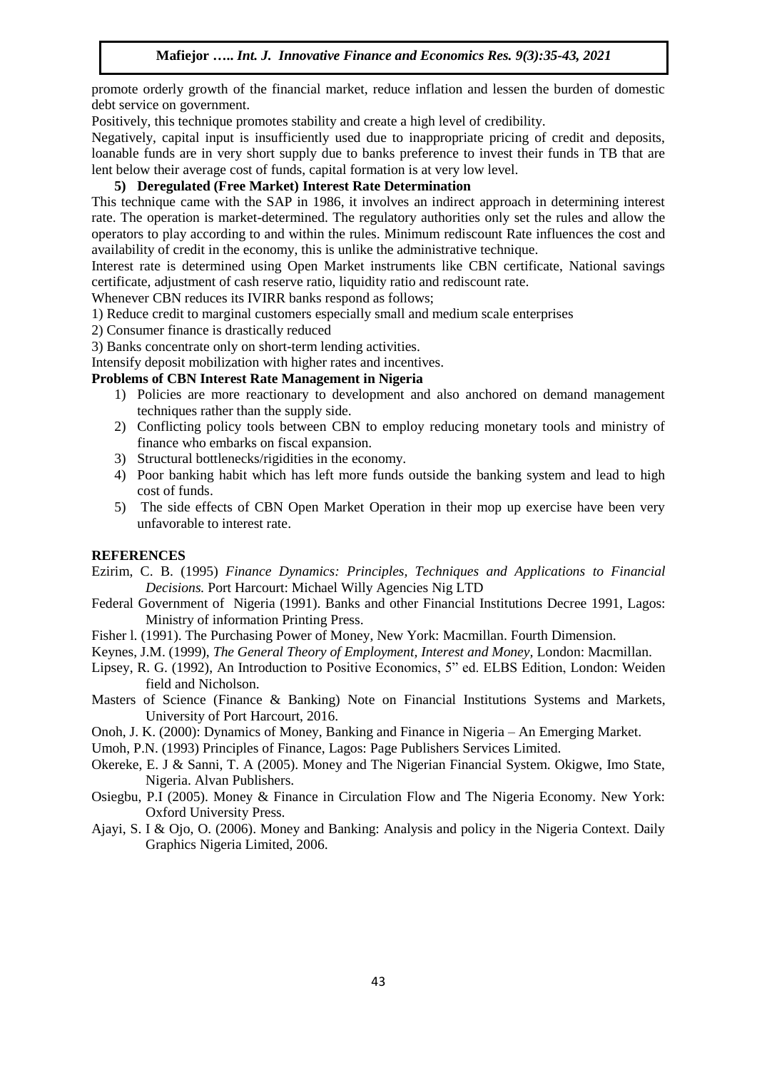promote orderly growth of the financial market, reduce inflation and lessen the burden of domestic debt service on government.

Positively, this technique promotes stability and create a high level of credibility.

Negatively, capital input is insufficiently used due to inappropriate pricing of credit and deposits, loanable funds are in very short supply due to banks preference to invest their funds in TB that are lent below their average cost of funds, capital formation is at very low level.

**5) Deregulated (Free Market) Interest Rate Determination**

This technique came with the SAP in 1986, it involves an indirect approach in determining interest rate. The operation is market-determined. The regulatory authorities only set the rules and allow the operators to play according to and within the rules. Minimum rediscount Rate influences the cost and availability of credit in the economy, this is unlike the administrative technique.

Interest rate is determined using Open Market instruments like CBN certificate, National savings certificate, adjustment of cash reserve ratio, liquidity ratio and rediscount rate.

Whenever CBN reduces its IVIRR banks respond as follows;

1) Reduce credit to marginal customers especially small and medium scale enterprises

2) Consumer finance is drastically reduced

3) Banks concentrate only on short-term lending activities.

Intensify deposit mobilization with higher rates and incentives.

**Problems of CBN Interest Rate Management in Nigeria**

1) Policies are more reactionary to development and also anchored on demand management techniques rather than the supply side.
2) Conflicting policy tools between CBN to employ reducing monetary tools and ministry of finance who embarks on fiscal expansion.
3) Structural bottlenecks/rigidities in the economy.
4) Poor banking habit which has left more funds outside the banking system and lead to high cost of funds.
5) The side effects of CBN Open Market Operation in their mop up exercise have been very unfavorable to interest rate.

## REFERENCES

Ezirim, C. B. (1995) *Finance Dynamics: Principles, Techniques and Applications to Financial Decisions.* Port Harcourt: Michael Willy Agencies Nig LTD

Federal Government of Nigeria (1991). Banks and other Financial Institutions Decree 1991, Lagos: Ministry of information Printing Press.

Fisher l. (1991). The Purchasing Power of Money, New York: Macmillan. Fourth Dimension.

Keynes, J.M. (1999), *The General Theory of Employment, Interest and Money,* London: Macmillan.

Lipsey, R. G. (1992), An Introduction to Positive Economics, 5" ed. ELBS Edition, London: Weiden field and Nicholson.

Masters of Science (Finance & Banking) Note on Financial Institutions Systems and Markets, University of Port Harcourt, 2016.

Onoh, J. K. (2000): Dynamics of Money, Banking and Finance in Nigeria – An Emerging Market.

Umoh, P.N. (1993) Principles of Finance, Lagos: Page Publishers Services Limited.

Okereke, E. J & Sanni, T. A (2005). Money and The Nigerian Financial System. Okigwe, Imo State, Nigeria. Alvan Publishers.

Osiegbu, P.I (2005). Money & Finance in Circulation Flow and The Nigeria Economy. New York: Oxford University Press.

Ajayi, S. I & Ojo, O. (2006). Money and Banking: Analysis and policy in the Nigeria Context. Daily Graphics Nigeria Limited, 2006.